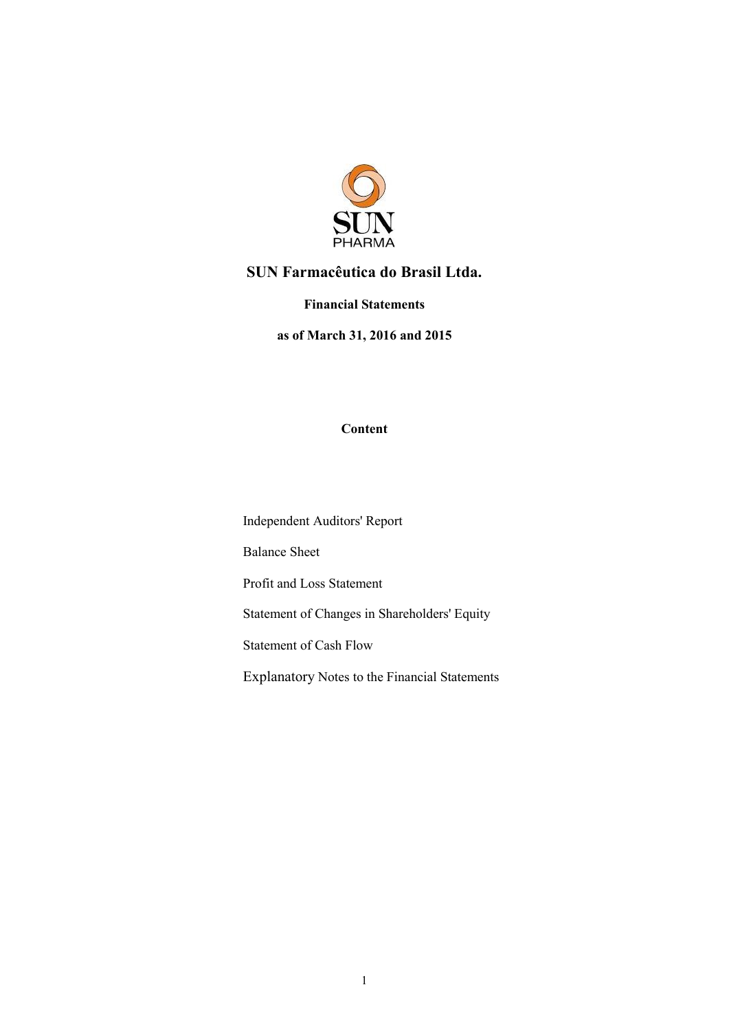# SUN Farmacêutica do Brasil Ltda.

**Financial Statements**

**as of March 31, 2016 and 2015**

**Content**

Independent Auditors' Report

Balance Sheet

Profit and Loss Statement

Statement of Changes in Shareholders' Equity

Statement of Cash Flow

Explanatory Notes to the Financial Statements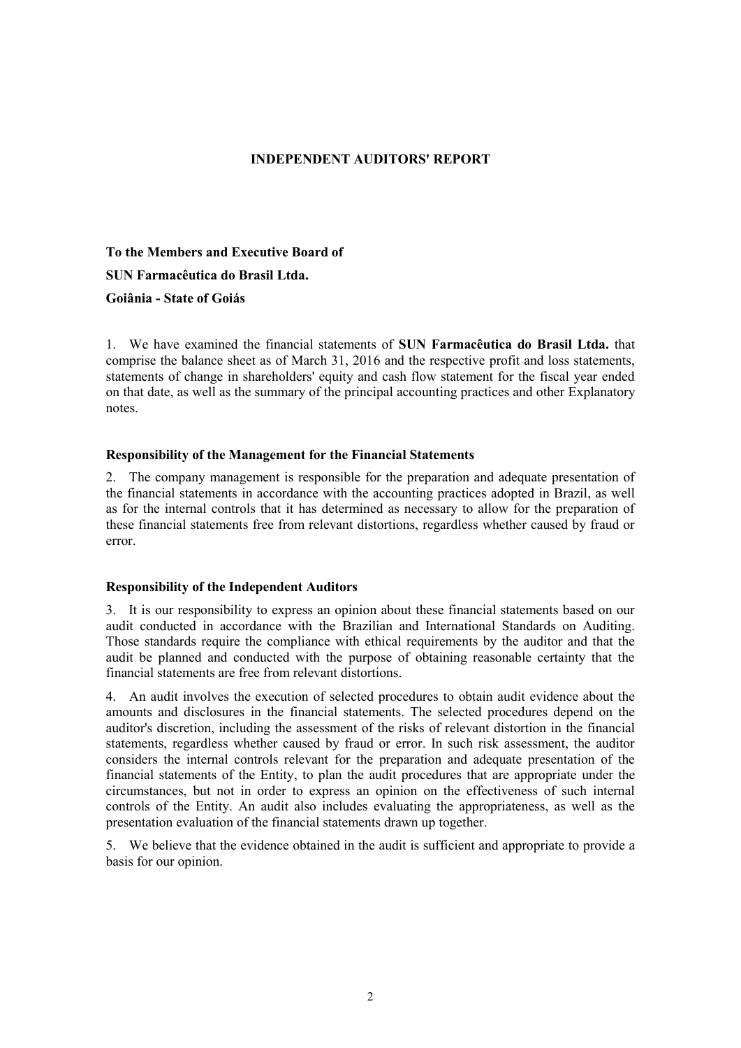# INDEPENDENT AUDITORS' REPORT

**To the Members and Executive Board of**

**SUN Farmacêutica do Brasil Ltda.**

**Goiânia - State of Goiás**

1. We have examined the financial statements of **SUN Farmacêutica do Brasil Ltda.** that comprise the balance sheet as of March 31, 2016 and the respective profit and loss statements, statements of change in shareholders' equity and cash flow statement for the fiscal year ended on that date, as well as the summary of the principal accounting practices and other Explanatory notes.

**Responsibility of the Management for the Financial Statements**

2. The company management is responsible for the preparation and adequate presentation of the financial statements in accordance with the accounting practices adopted in Brazil, as well as for the internal controls that it has determined as necessary to allow for the preparation of these financial statements free from relevant distortions, regardless whether caused by fraud or error.

**Responsibility of the Independent Auditors**

3. It is our responsibility to express an opinion about these financial statements based on our audit conducted in accordance with the Brazilian and International Standards on Auditing. Those standards require the compliance with ethical requirements by the auditor and that the audit be planned and conducted with the purpose of obtaining reasonable certainty that the financial statements are free from relevant distortions.

4. An audit involves the execution of selected procedures to obtain audit evidence about the amounts and disclosures in the financial statements. The selected procedures depend on the auditor's discretion, including the assessment of the risks of relevant distortion in the financial statements, regardless whether caused by fraud or error. In such risk assessment, the auditor considers the internal controls relevant for the preparation and adequate presentation of the financial statements of the Entity, to plan the audit procedures that are appropriate under the circumstances, but not in order to express an opinion on the effectiveness of such internal controls of the Entity. An audit also includes evaluating the appropriateness, as well as the presentation evaluation of the financial statements drawn up together.

5. We believe that the evidence obtained in the audit is sufficient and appropriate to provide a basis for our opinion.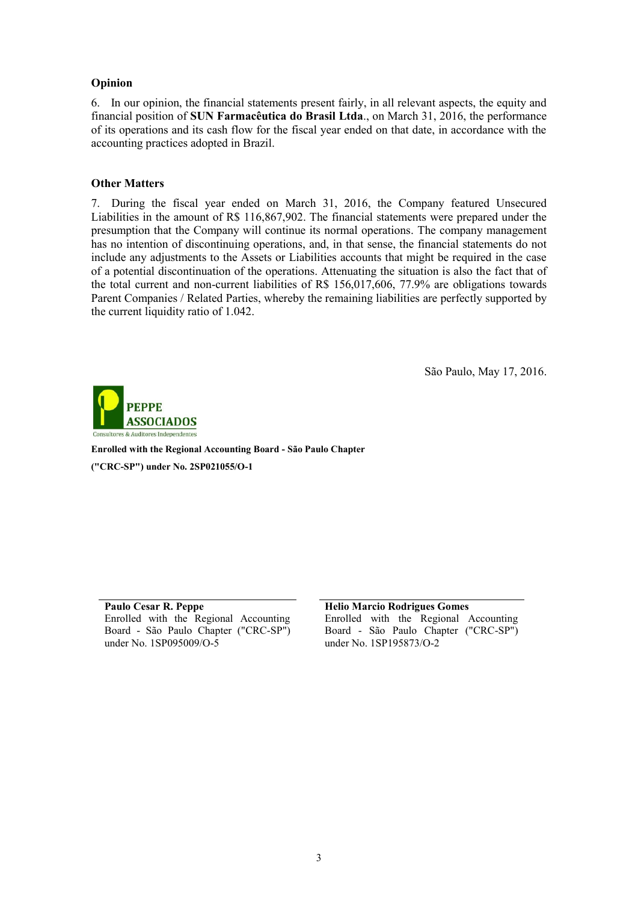### Opinion

6. In our opinion, the financial statements present fairly, in all relevant aspects, the equity and financial position of **SUN Farmacêutica do Brasil Ltda**., on March 31, 2016, the performance of its operations and its cash flow for the fiscal year ended on that date, in accordance with the accounting practices adopted in Brazil.

### Other Matters

7. During the fiscal year ended on March 31, 2016, the Company featured Unsecured Liabilities in the amount of R$ 116,867,902. The financial statements were prepared under the presumption that the Company will continue its normal operations. The company management has no intention of discontinuing operations, and, in that sense, the financial statements do not include any adjustments to the Assets or Liabilities accounts that might be required in the case of a potential discontinuation of the operations. Attenuating the situation is also the fact that of the total current and non-current liabilities of R$ 156,017,606, 77.9% are obligations towards Parent Companies / Related Parties, whereby the remaining liabilities are perfectly supported by the current liquidity ratio of 1.042.

São Paulo, May 17, 2016.

PEPPE ASSOCIADOS
Consultores & Auditores Independentes

**Enrolled with the Regional Accounting Board - São Paulo Chapter**

**("CRC-SP") under No. 2SP021055/O-1**

**Paulo Cesar R. Peppe**
Enrolled with the Regional Accounting Board - São Paulo Chapter ("CRC-SP") under No. 1SP095009/O-5

**Helio Marcio Rodrigues Gomes**
Enrolled with the Regional Accounting Board - São Paulo Chapter ("CRC-SP") under No. 1SP195873/O-2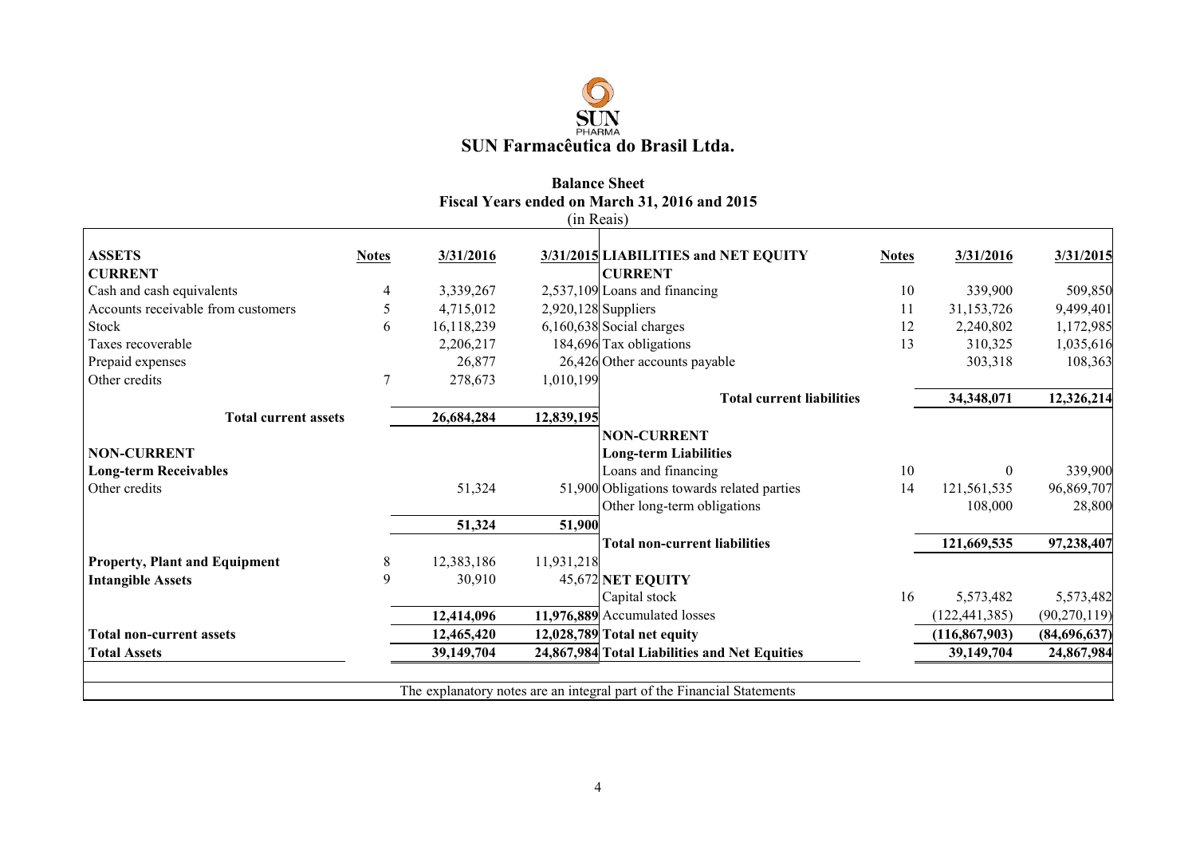# SUN Farmacêutica do Brasil Ltda.

## Balance Sheet
### Fiscal Years ended on March 31, 2016 and 2015
(in Reais)

| ASSETS | Notes | 3/31/2016 | 3/31/2015 | LIABILITIES and NET EQUITY | Notes | 3/31/2016 | 3/31/2015 |
|---|---|---|---|---|---|---|---|
| **CURRENT** | | | | **CURRENT** | | | |
| Cash and cash equivalents | 4 | 3,339,267 | 2,537,109 | Loans and financing | 10 | 339,900 | 509,850 |
| Accounts receivable from customers | 5 | 4,715,012 | 2,920,128 | Suppliers | 11 | 31,153,726 | 9,499,401 |
| Stock | 6 | 16,118,239 | 6,160,638 | Social charges | 12 | 2,240,802 | 1,172,985 |
| Taxes recoverable | | 2,206,217 | 184,696 | Tax obligations | 13 | 310,325 | 1,035,616 |
| Prepaid expenses | | 26,877 | 26,426 | Other accounts payable | | 303,318 | 108,363 |
| Other credits | 7 | 278,673 | 1,010,199 | | | | |
| | | | | **Total current liabilities** | | **34,348,071** | **12,326,214** |
| **Total current assets** | | **26,684,284** | **12,839,195** | | | | |
| | | | | **NON-CURRENT** | | | |
| **NON-CURRENT** | | | | **Long-term Liabilities** | | | |
| **Long-term Receivables** | | | | Loans and financing | 10 | 0 | 339,900 |
| Other credits | | 51,324 | 51,900 | Obligations towards related parties | 14 | 121,561,535 | 96,869,707 |
| | | | | Other long-term obligations | | 108,000 | 28,800 |
| | | **51,324** | **51,900** | | | | |
| | | | | **Total non-current liabilities** | | **121,669,535** | **97,238,407** |
| **Property, Plant and Equipment** | 8 | 12,383,186 | 11,931,218 | | | | |
| **Intangible Assets** | 9 | 30,910 | 45,672 | **NET EQUITY** | | | |
| | | | | Capital stock | 16 | 5,573,482 | 5,573,482 |
| | | **12,414,096** | **11,976,889** | Accumulated losses | | (122,441,385) | (90,270,119) |
| **Total non-current assets** | | **12,465,420** | **12,028,789** | **Total net equity** | | **(116,867,903)** | **(84,696,637)** |
| **Total Assets** | | **39,149,704** | **24,867,984** | **Total Liabilities and Net Equities** | | **39,149,704** | **24,867,984** |

The explanatory notes are an integral part of the Financial Statements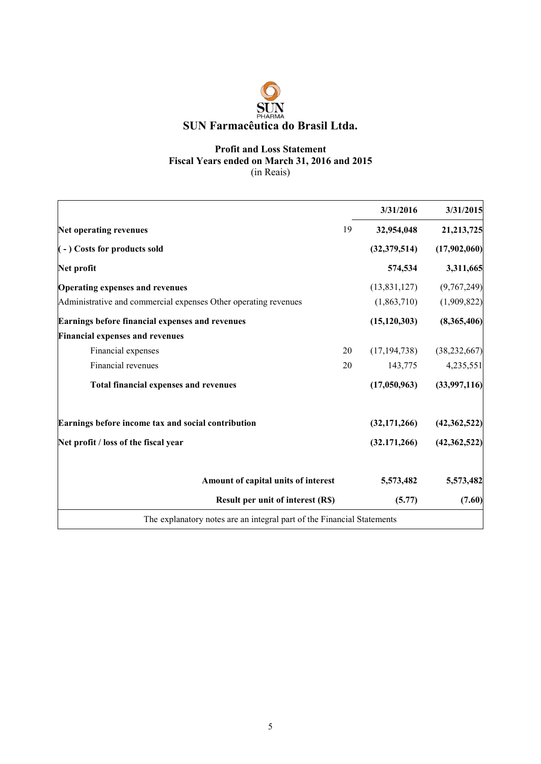SUN PHARMA

# SUN Farmacêutica do Brasil Ltda.

## Profit and Loss Statement
## Fiscal Years ended on March 31, 2016 and 2015
(in Reais)

| | | 3/31/2016 | 3/31/2015 |
|---|---|---|---|
| **Net operating revenues** | 19 | **32,954,048** | **21,213,725** |
| **( - ) Costs for products sold** | | **(32,379,514)** | **(17,902,060)** |
| **Net profit** | | **574,534** | **3,311,665** |
| **Operating expenses and revenues** | | (13,831,127) | (9,767,249) |
| Administrative and commercial expenses Other operating revenues | | (1,863,710) | (1,909,822) |
| **Earnings before financial expenses and revenues** | | **(15,120,303)** | **(8,365,406)** |
| **Financial expenses and revenues** | | | |
| Financial expenses | 20 | (17,194,738) | (38,232,667) |
| Financial revenues | 20 | 143,775 | 4,235,551 |
| **Total financial expenses and revenues** | | **(17,050,963)** | **(33,997,116)** |
| **Earnings before income tax and social contribution** | | **(32,171,266)** | **(42,362,522)** |
| **Net profit / loss of the fiscal year** | | **(32.171,266)** | **(42,362,522)** |
| **Amount of capital units of interest** | | **5,573,482** | **5,573,482** |
| **Result per unit of interest (R$)** | | **(5.77)** | **(7.60)** |

The explanatory notes are an integral part of the Financial Statements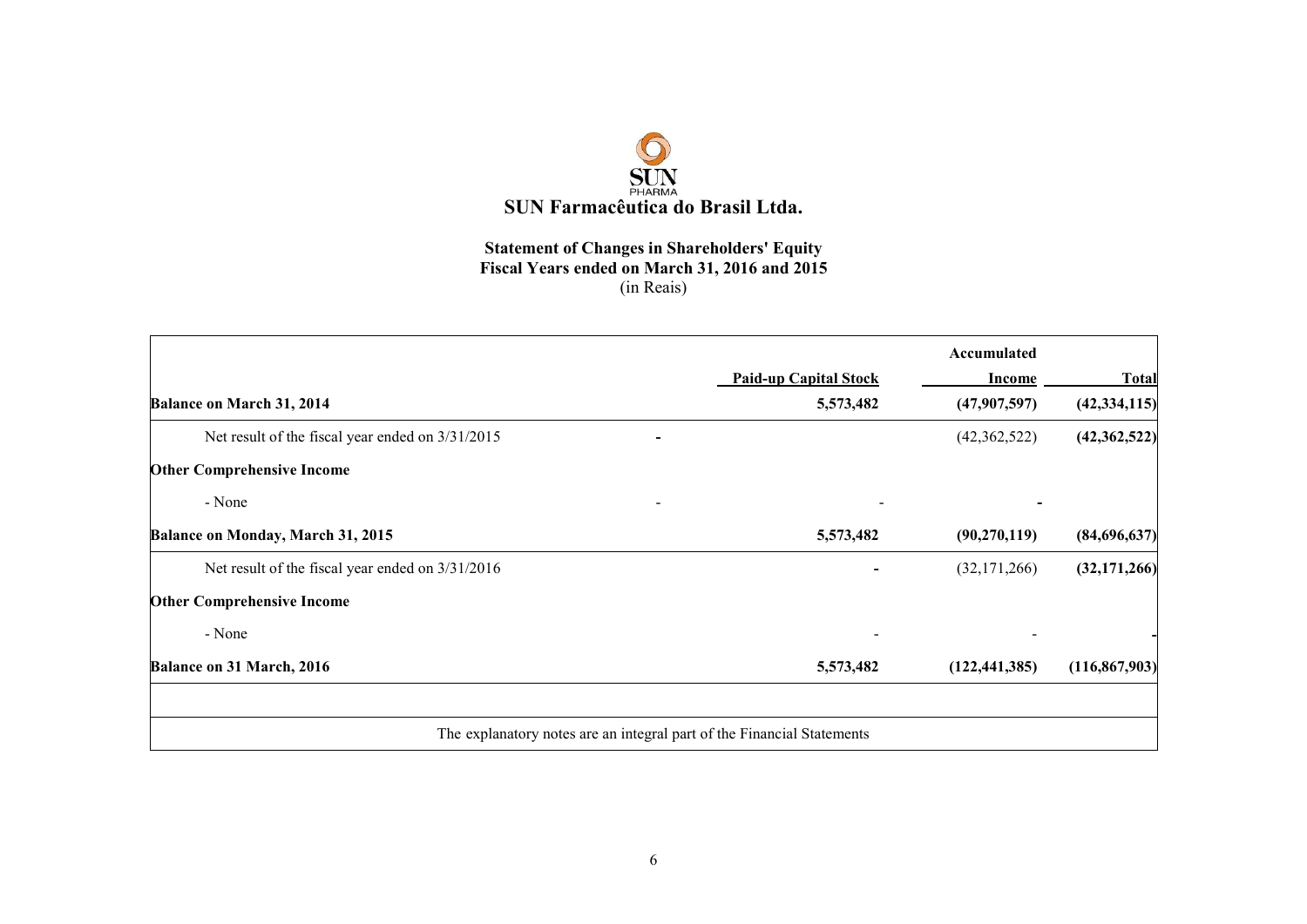# SUN Farmacêutica do Brasil Ltda.

## Statement of Changes in Shareholders' Equity
## Fiscal Years ended on March 31, 2016 and 2015
(in Reais)

| | | Paid-up Capital Stock | Accumulated Income | Total |
|---|---|---|---|---|
| **Balance on March 31, 2014** | | **5,573,482** | **(47,907,597)** | **(42,334,115)** |
| Net result of the fiscal year ended on 3/31/2015 | - | | (42,362,522) | **(42,362,522)** |
| **Other Comprehensive Income** | | | | |
| - None | - | - | - | |
| **Balance on Monday, March 31, 2015** | | **5,573,482** | **(90,270,119)** | **(84,696,637)** |
| Net result of the fiscal year ended on 3/31/2016 | | - | (32,171,266) | **(32,171,266)** |
| **Other Comprehensive Income** | | | | |
| - None | | - | - | - |
| **Balance on 31 March, 2016** | | **5,573,482** | **(122,441,385)** | **(116,867,903)** |

The explanatory notes are an integral part of the Financial Statements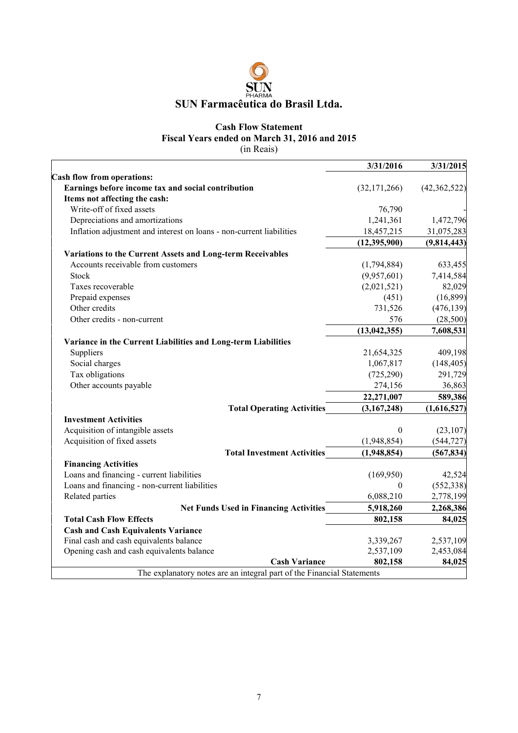# SUN Farmacêutica do Brasil Ltda.

## Cash Flow Statement
### Fiscal Years ended on March 31, 2016 and 2015
(in Reais)

| | 3/31/2016 | 3/31/2015 |
|---|---|---|
| **Cash flow from operations:** | | |
| **Earnings before income tax and social contribution** | (32,171,266) | (42,362,522) |
| **Items not affecting the cash:** | | |
| Write-off of fixed assets | 76,790 | - |
| Depreciations and amortizations | 1,241,361 | 1,472,796 |
| Inflation adjustment and interest on loans - non-current liabilities | 18,457,215 | 31,075,283 |
| | **(12,395,900)** | **(9,814,443)** |
| **Variations to the Current Assets and Long-term Receivables** | | |
| Accounts receivable from customers | (1,794,884) | 633,455 |
| Stock | (9,957,601) | 7,414,584 |
| Taxes recoverable | (2,021,521) | 82,029 |
| Prepaid expenses | (451) | (16,899) |
| Other credits | 731,526 | (476,139) |
| Other credits - non-current | 576 | (28,500) |
| | **(13,042,355)** | **7,608,531** |
| **Variance in the Current Liabilities and Long-term Liabilities** | | |
| Suppliers | 21,654,325 | 409,198 |
| Social charges | 1,067,817 | (148,405) |
| Tax obligations | (725,290) | 291,729 |
| Other accounts payable | 274,156 | 36,863 |
| | **22,271,007** | **589,386** |
| **Total Operating Activities** | **(3,167,248)** | **(1,616,527)** |
| **Investment Activities** | | |
| Acquisition of intangible assets | 0 | (23,107) |
| Acquisition of fixed assets | (1,948,854) | (544,727) |
| **Total Investment Activities** | **(1,948,854)** | **(567,834)** |
| **Financing Activities** | | |
| Loans and financing - current liabilities | (169,950) | 42,524 |
| Loans and financing - non-current liabilities | 0 | (552,338) |
| Related parties | 6,088,210 | 2,778,199 |
| **Net Funds Used in Financing Activities** | **5,918,260** | **2,268,386** |
| **Total Cash Flow Effects** | **802,158** | **84,025** |
| **Cash and Cash Equivalents Variance** | | |
| Final cash and cash equivalents balance | 3,339,267 | 2,537,109 |
| Opening cash and cash equivalents balance | 2,537,109 | 2,453,084 |
| **Cash Variance** | **802,158** | **84,025** |

The explanatory notes are an integral part of the Financial Statements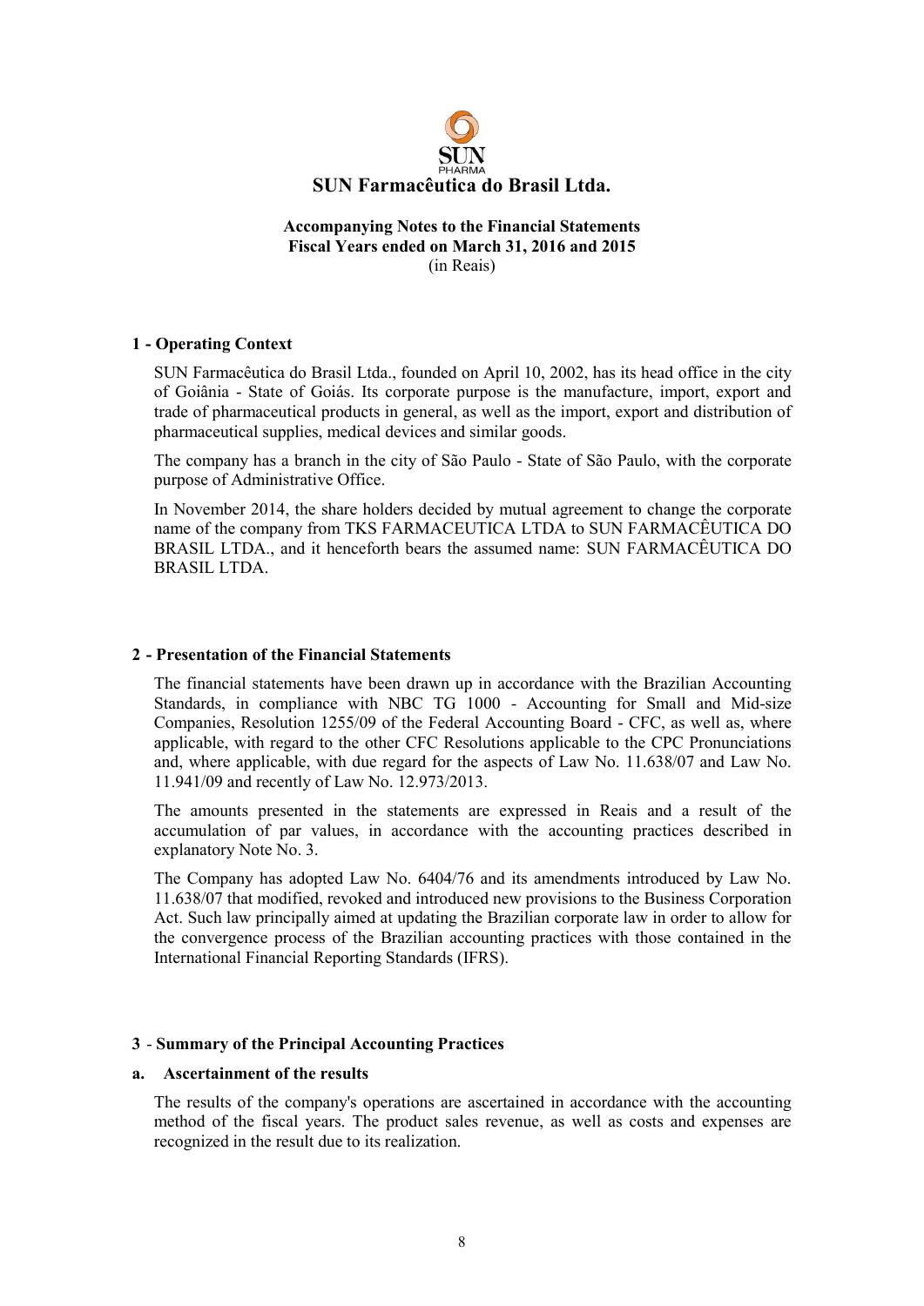# SUN Farmacêutica do Brasil Ltda.

**Accompanying Notes to the Financial Statements**
**Fiscal Years ended on March 31, 2016 and 2015**
(in Reais)

## 1 - Operating Context

SUN Farmacêutica do Brasil Ltda., founded on April 10, 2002, has its head office in the city of Goiânia - State of Goiás. Its corporate purpose is the manufacture, import, export and trade of pharmaceutical products in general, as well as the import, export and distribution of pharmaceutical supplies, medical devices and similar goods.

The company has a branch in the city of São Paulo - State of São Paulo, with the corporate purpose of Administrative Office.

In November 2014, the share holders decided by mutual agreement to change the corporate name of the company from TKS FARMACEUTICA LTDA to SUN FARMACÊUTICA DO BRASIL LTDA., and it henceforth bears the assumed name: SUN FARMACÊUTICA DO BRASIL LTDA.

## 2 - Presentation of the Financial Statements

The financial statements have been drawn up in accordance with the Brazilian Accounting Standards, in compliance with NBC TG 1000 - Accounting for Small and Mid-size Companies, Resolution 1255/09 of the Federal Accounting Board - CFC, as well as, where applicable, with regard to the other CFC Resolutions applicable to the CPC Pronunciations and, where applicable, with due regard for the aspects of Law No. 11.638/07 and Law No. 11.941/09 and recently of Law No. 12.973/2013.

The amounts presented in the statements are expressed in Reais and a result of the accumulation of par values, in accordance with the accounting practices described in explanatory Note No. 3.

The Company has adopted Law No. 6404/76 and its amendments introduced by Law No. 11.638/07 that modified, revoked and introduced new provisions to the Business Corporation Act. Such law principally aimed at updating the Brazilian corporate law in order to allow for the convergence process of the Brazilian accounting practices with those contained in the International Financial Reporting Standards (IFRS).

## 3 - Summary of the Principal Accounting Practices

### a. Ascertainment of the results

The results of the company's operations are ascertained in accordance with the accounting method of the fiscal years. The product sales revenue, as well as costs and expenses are recognized in the result due to its realization.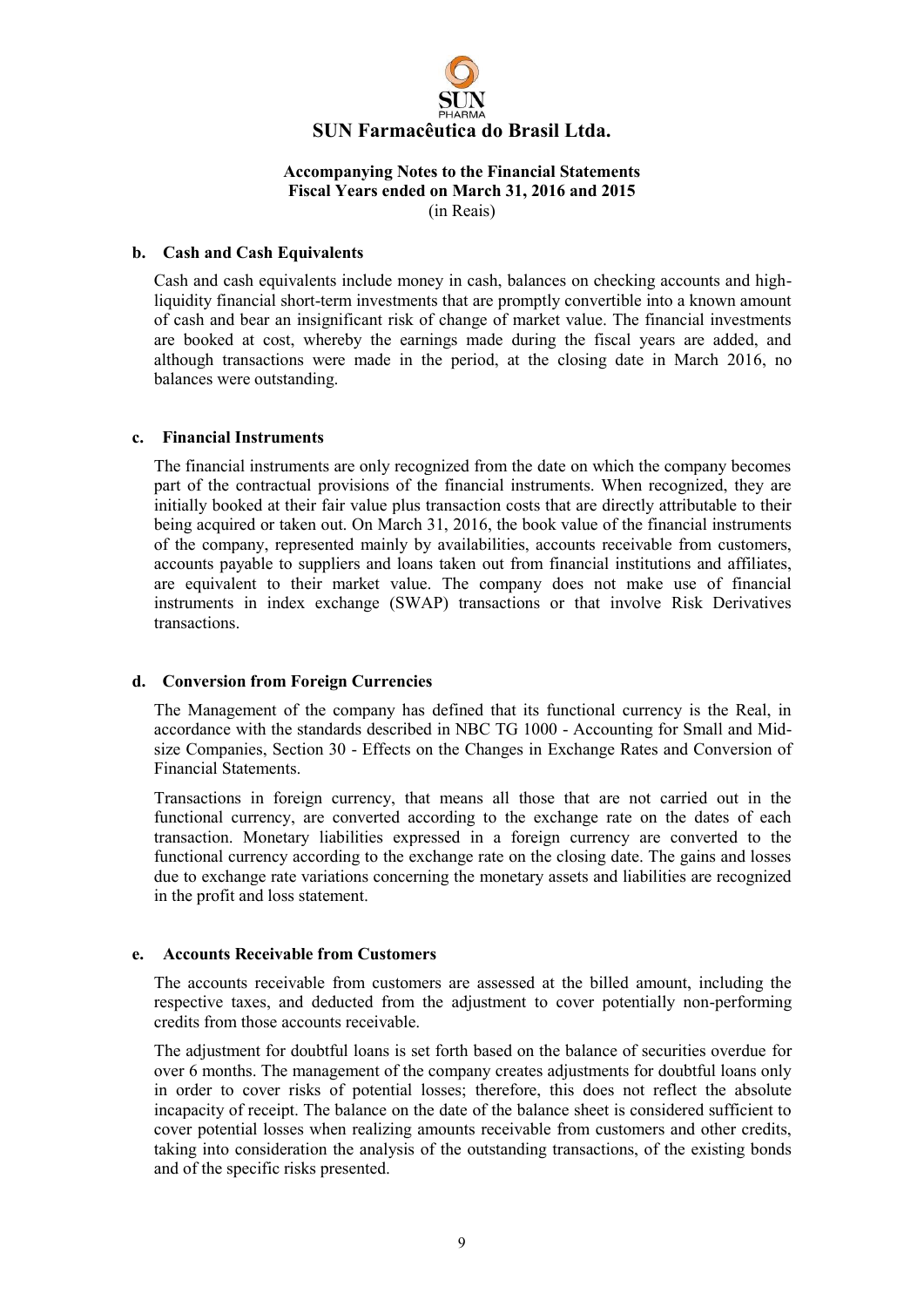**b. Cash and Cash Equivalents**

Cash and cash equivalents include money in cash, balances on checking accounts and high-liquidity financial short-term investments that are promptly convertible into a known amount of cash and bear an insignificant risk of change of market value. The financial investments are booked at cost, whereby the earnings made during the fiscal years are added, and although transactions were made in the period, at the closing date in March 2016, no balances were outstanding.

**c. Financial Instruments**

The financial instruments are only recognized from the date on which the company becomes part of the contractual provisions of the financial instruments. When recognized, they are initially booked at their fair value plus transaction costs that are directly attributable to their being acquired or taken out. On March 31, 2016, the book value of the financial instruments of the company, represented mainly by availabilities, accounts receivable from customers, accounts payable to suppliers and loans taken out from financial institutions and affiliates, are equivalent to their market value. The company does not make use of financial instruments in index exchange (SWAP) transactions or that involve Risk Derivatives transactions.

**d. Conversion from Foreign Currencies**

The Management of the company has defined that its functional currency is the Real, in accordance with the standards described in NBC TG 1000 - Accounting for Small and Mid-size Companies, Section 30 - Effects on the Changes in Exchange Rates and Conversion of Financial Statements.

Transactions in foreign currency, that means all those that are not carried out in the functional currency, are converted according to the exchange rate on the dates of each transaction. Monetary liabilities expressed in a foreign currency are converted to the functional currency according to the exchange rate on the closing date. The gains and losses due to exchange rate variations concerning the monetary assets and liabilities are recognized in the profit and loss statement.

**e. Accounts Receivable from Customers**

The accounts receivable from customers are assessed at the billed amount, including the respective taxes, and deducted from the adjustment to cover potentially non-performing credits from those accounts receivable.

The adjustment for doubtful loans is set forth based on the balance of securities overdue for over 6 months. The management of the company creates adjustments for doubtful loans only in order to cover risks of potential losses; therefore, this does not reflect the absolute incapacity of receipt. The balance on the date of the balance sheet is considered sufficient to cover potential losses when realizing amounts receivable from customers and other credits, taking into consideration the analysis of the outstanding transactions, of the existing bonds and of the specific risks presented.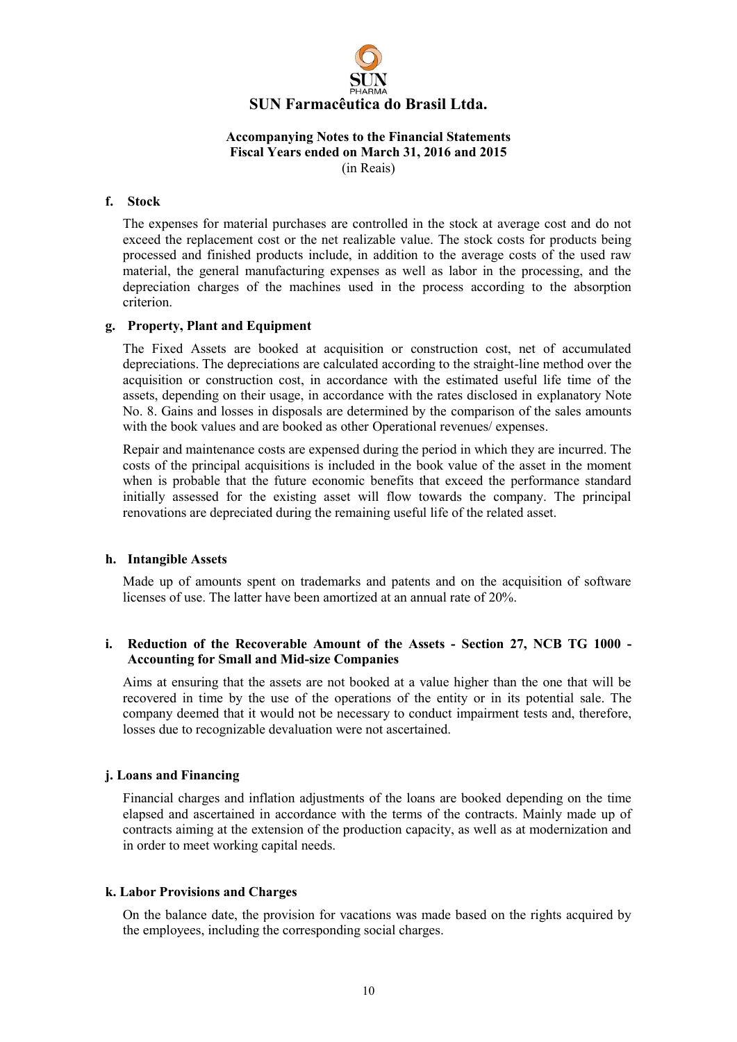#### f. Stock

The expenses for material purchases are controlled in the stock at average cost and do not exceed the replacement cost or the net realizable value. The stock costs for products being processed and finished products include, in addition to the average costs of the used raw material, the general manufacturing expenses as well as labor in the processing, and the depreciation charges of the machines used in the process according to the absorption criterion.

#### g. Property, Plant and Equipment

The Fixed Assets are booked at acquisition or construction cost, net of accumulated depreciations. The depreciations are calculated according to the straight-line method over the acquisition or construction cost, in accordance with the estimated useful life time of the assets, depending on their usage, in accordance with the rates disclosed in explanatory Note No. 8. Gains and losses in disposals are determined by the comparison of the sales amounts with the book values and are booked as other Operational revenues/ expenses.

Repair and maintenance costs are expensed during the period in which they are incurred. The costs of the principal acquisitions is included in the book value of the asset in the moment when is probable that the future economic benefits that exceed the performance standard initially assessed for the existing asset will flow towards the company. The principal renovations are depreciated during the remaining useful life of the related asset.

#### h. Intangible Assets

Made up of amounts spent on trademarks and patents and on the acquisition of software licenses of use. The latter have been amortized at an annual rate of 20%.

#### i. Reduction of the Recoverable Amount of the Assets - Section 27, NCB TG 1000 - Accounting for Small and Mid-size Companies

Aims at ensuring that the assets are not booked at a value higher than the one that will be recovered in time by the use of the operations of the entity or in its potential sale. The company deemed that it would not be necessary to conduct impairment tests and, therefore, losses due to recognizable devaluation were not ascertained.

#### j. Loans and Financing

Financial charges and inflation adjustments of the loans are booked depending on the time elapsed and ascertained in accordance with the terms of the contracts. Mainly made up of contracts aiming at the extension of the production capacity, as well as at modernization and in order to meet working capital needs.

#### k. Labor Provisions and Charges

On the balance date, the provision for vacations was made based on the rights acquired by the employees, including the corresponding social charges.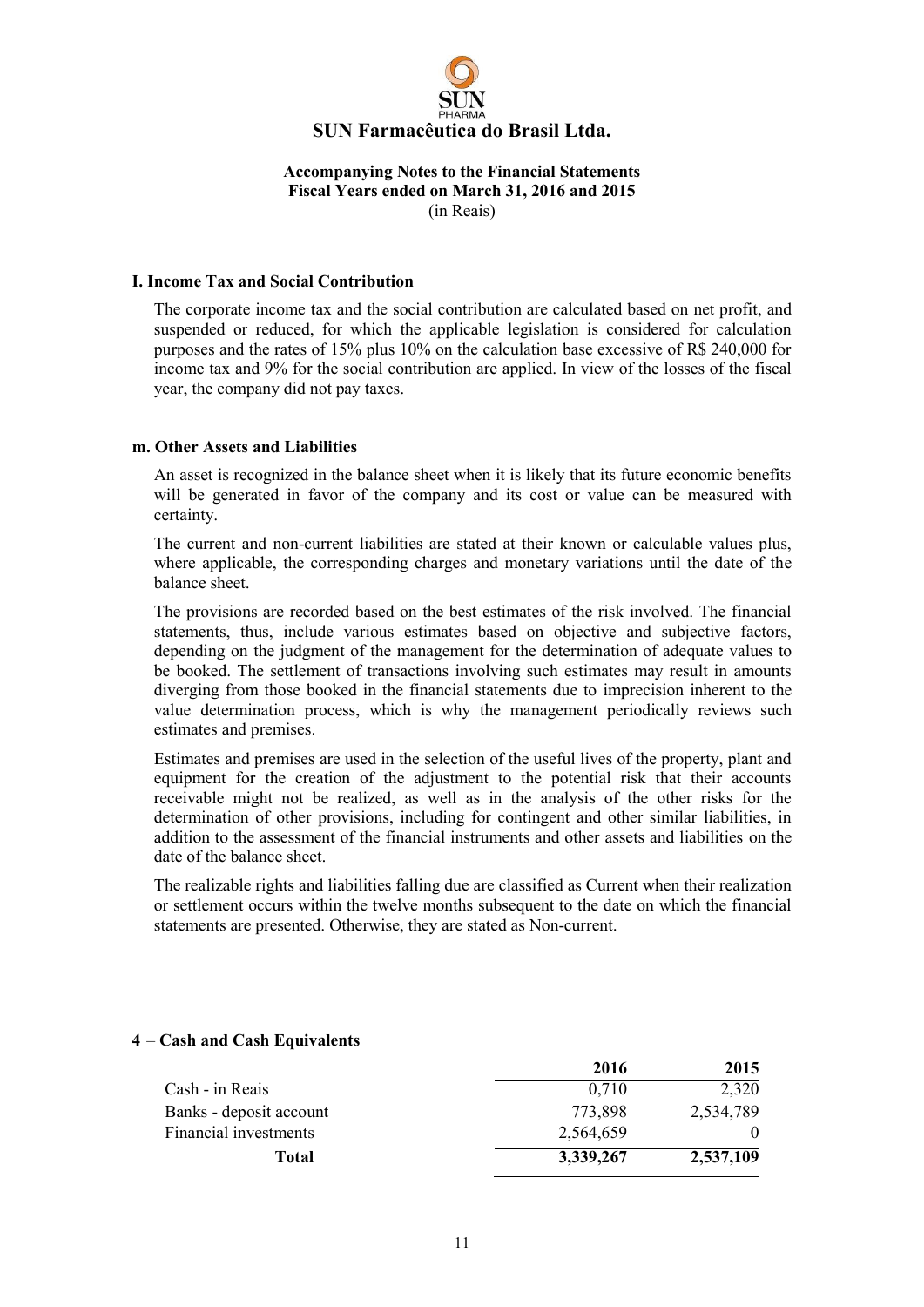**I. Income Tax and Social Contribution**

The corporate income tax and the social contribution are calculated based on net profit, and suspended or reduced, for which the applicable legislation is considered for calculation purposes and the rates of 15% plus 10% on the calculation base excessive of R$ 240,000 for income tax and 9% for the social contribution are applied. In view of the losses of the fiscal year, the company did not pay taxes.

**m. Other Assets and Liabilities**

An asset is recognized in the balance sheet when it is likely that its future economic benefits will be generated in favor of the company and its cost or value can be measured with certainty.

The current and non-current liabilities are stated at their known or calculable values plus, where applicable, the corresponding charges and monetary variations until the date of the balance sheet.

The provisions are recorded based on the best estimates of the risk involved. The financial statements, thus, include various estimates based on objective and subjective factors, depending on the judgment of the management for the determination of adequate values to be booked. The settlement of transactions involving such estimates may result in amounts diverging from those booked in the financial statements due to imprecision inherent to the value determination process, which is why the management periodically reviews such estimates and premises.

Estimates and premises are used in the selection of the useful lives of the property, plant and equipment for the creation of the adjustment to the potential risk that their accounts receivable might not be realized, as well as in the analysis of the other risks for the determination of other provisions, including for contingent and other similar liabilities, in addition to the assessment of the financial instruments and other assets and liabilities on the date of the balance sheet.

The realizable rights and liabilities falling due are classified as Current when their realization or settlement occurs within the twelve months subsequent to the date on which the financial statements are presented. Otherwise, they are stated as Non-current.

## 4 – Cash and Cash Equivalents

| | 2016 | 2015 |
|---|---|---|
| Cash - in Reais | 0,710 | 2,320 |
| Banks - deposit account | 773,898 | 2,534,789 |
| Financial investments | 2,564,659 | 0 |
| **Total** | **3,339,267** | **2,537,109** |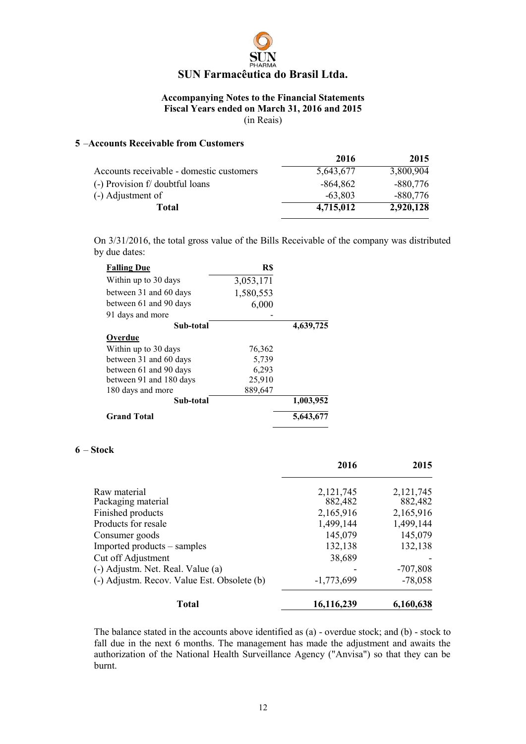# SUN Farmacêutica do Brasil Ltda.

**Accompanying Notes to the Financial Statements**
**Fiscal Years ended on March 31, 2016 and 2015**
(in Reais)

## 5 –Accounts Receivable from Customers

| | 2016 | 2015 |
|---|---|---|
| Accounts receivable - domestic customers | 5,643,677 | 3,800,904 |
| (-) Provision f/ doubtful loans | -864,862 | -880,776 |
| (-) Adjustment of | -63,803 | -880,776 |
| **Total** | **4,715,012** | **2,920,128** |

On 3/31/2016, the total gross value of the Bills Receivable of the company was distributed by due dates:

| **Falling Due** | **R$** | |
|---|---|---|
| Within up to 30 days | 3,053,171 | |
| between 31 and 60 days | 1,580,553 | |
| between 61 and 90 days | 6,000 | |
| 91 days and more | - | |
| **Sub-total** | | **4,639,725** |
| **Overdue** | | |
| Within up to 30 days | 76,362 | |
| between 31 and 60 days | 5,739 | |
| between 61 and 90 days | 6,293 | |
| between 91 and 180 days | 25,910 | |
| 180 days and more | 889,647 | |
| **Sub-total** | | **1,003,952** |
| **Grand Total** | | **5,643,677** |

## 6 – Stock

| | 2016 | 2015 |
|---|---|---|
| Raw material | 2,121,745 | 2,121,745 |
| Packaging material | 882,482 | 882,482 |
| Finished products | 2,165,916 | 2,165,916 |
| Products for resale | 1,499,144 | 1,499,144 |
| Consumer goods | 145,079 | 145,079 |
| Imported products – samples | 132,138 | 132,138 |
| Cut off Adjustment | 38,689 | - |
| (-) Adjustm. Net. Real. Value (a) | - | -707,808 |
| (-) Adjustm. Recov. Value Est. Obsolete (b) | -1,773,699 | -78,058 |
| **Total** | **16,116,239** | **6,160,638** |

The balance stated in the accounts above identified as (a) - overdue stock; and (b) - stock to fall due in the next 6 months. The management has made the adjustment and awaits the authorization of the National Health Surveillance Agency ("Anvisa") so that they can be burnt.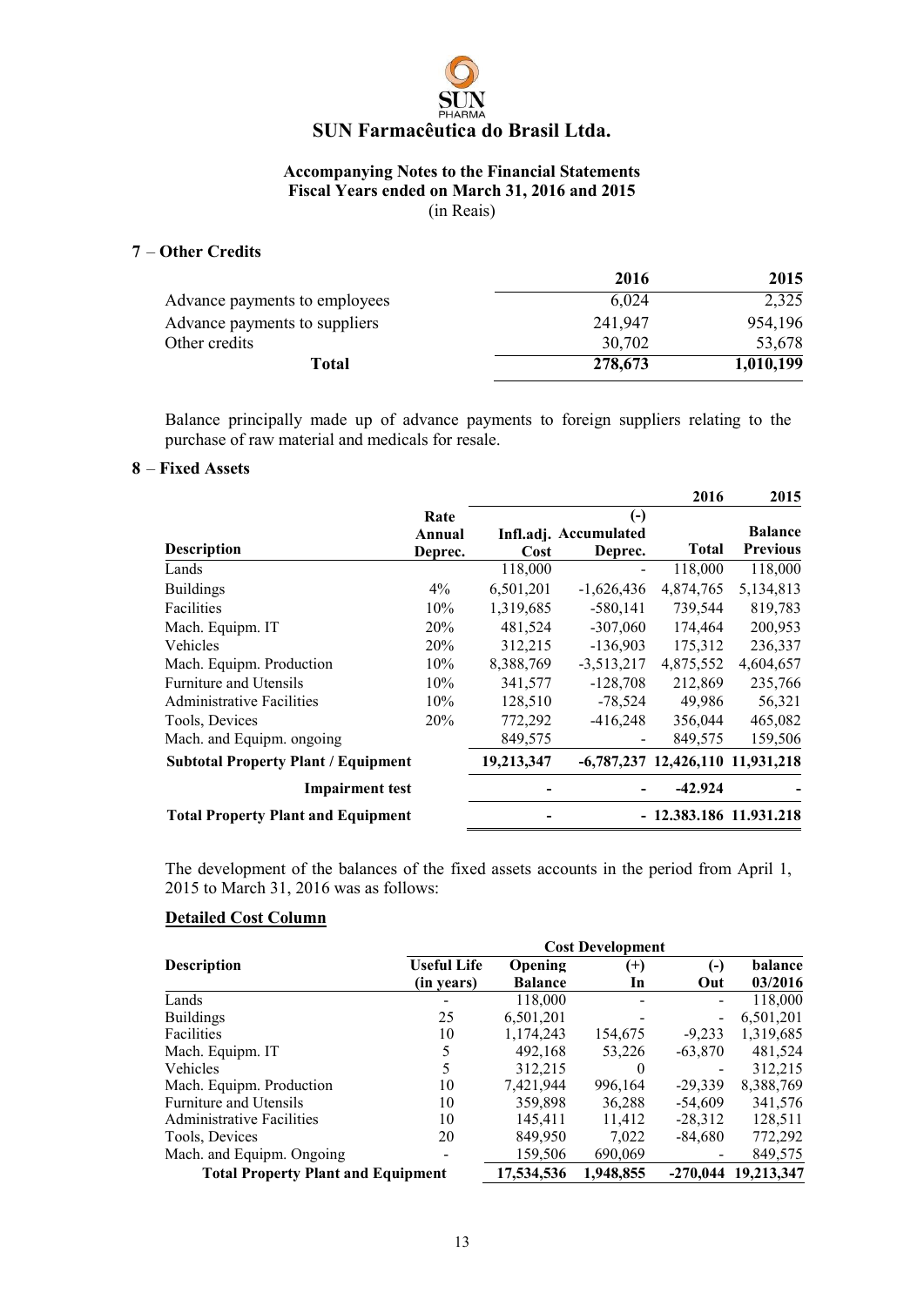# SUN Farmacêutica do Brasil Ltda.

**Accompanying Notes to the Financial Statements**
**Fiscal Years ended on March 31, 2016 and 2015**
(in Reais)

## 7 – Other Credits

| | 2016 | 2015 |
|---|---|---|
| Advance payments to employees | 6,024 | 2,325 |
| Advance payments to suppliers | 241,947 | 954,196 |
| Other credits | 30,702 | 53,678 |
| **Total** | **278,673** | **1,010,199** |

Balance principally made up of advance payments to foreign suppliers relating to the purchase of raw material and medicals for resale.

## 8 – Fixed Assets

| Description | Rate Annual Deprec. | Infl.adj. Cost | (-) Accumulated Deprec. | 2016 Total | 2015 Balance Previous |
|---|---|---|---|---|---|
| Lands | | 118,000 | - | 118,000 | 118,000 |
| Buildings | 4% | 6,501,201 | -1,626,436 | 4,874,765 | 5,134,813 |
| Facilities | 10% | 1,319,685 | -580,141 | 739,544 | 819,783 |
| Mach. Equipm. IT | 20% | 481,524 | -307,060 | 174,464 | 200,953 |
| Vehicles | 20% | 312,215 | -136,903 | 175,312 | 236,337 |
| Mach. Equipm. Production | 10% | 8,388,769 | -3,513,217 | 4,875,552 | 4,604,657 |
| Furniture and Utensils | 10% | 341,577 | -128,708 | 212,869 | 235,766 |
| Administrative Facilities | 10% | 128,510 | -78,524 | 49,986 | 56,321 |
| Tools, Devices | 20% | 772,292 | -416,248 | 356,044 | 465,082 |
| Mach. and Equipm. ongoing | | 849,575 | - | 849,575 | 159,506 |
| **Subtotal Property Plant / Equipment** | | **19,213,347** | **-6,787,237** | **12,426,110** | **11,931,218** |
| **Impairment test** | | - | - | **-42.924** | - |
| **Total Property Plant and Equipment** | | - | - | **12.383.186** | **11.931.218** |

The development of the balances of the fixed assets accounts in the period from April 1, 2015 to March 31, 2016 was as follows:

**Detailed Cost Column**

| Description | Useful Life (in years) | Cost Development Opening Balance | (+) In | (-) Out | balance 03/2016 |
|---|---|---|---|---|---|
| Lands | - | 118,000 | - | - | 118,000 |
| Buildings | 25 | 6,501,201 | - | - | 6,501,201 |
| Facilities | 10 | 1,174,243 | 154,675 | -9,233 | 1,319,685 |
| Mach. Equipm. IT | 5 | 492,168 | 53,226 | -63,870 | 481,524 |
| Vehicles | 5 | 312,215 | 0 | - | 312,215 |
| Mach. Equipm. Production | 10 | 7,421,944 | 996,164 | -29,339 | 8,388,769 |
| Furniture and Utensils | 10 | 359,898 | 36,288 | -54,609 | 341,576 |
| Administrative Facilities | 10 | 145,411 | 11,412 | -28,312 | 128,511 |
| Tools, Devices | 20 | 849,950 | 7,022 | -84,680 | 772,292 |
| Mach. and Equipm. Ongoing | - | 159,506 | 690,069 | - | 849,575 |
| **Total Property Plant and Equipment** | | **17,534,536** | **1,948,855** | **-270,044** | **19,213,347** |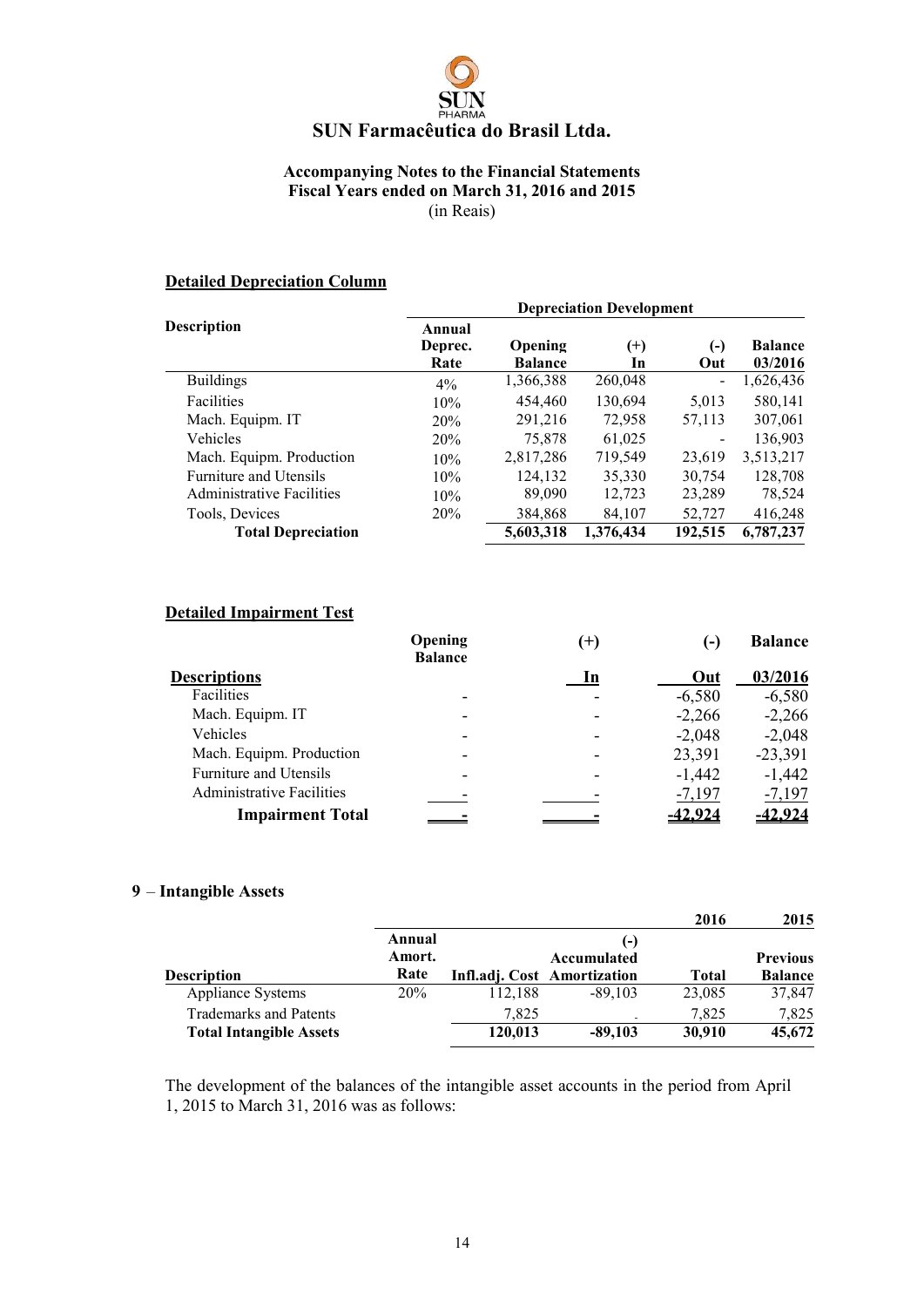# SUN Farmacêutica do Brasil Ltda.

**Accompanying Notes to the Financial Statements**
**Fiscal Years ended on March 31, 2016 and 2015**
(in Reais)

**Detailed Depreciation Column**

| Description | Annual Deprec. Rate | Depreciation Development | | | |
|---|---|---|---|---|---|
| | | Opening Balance | (+) In | (-) Out | Balance 03/2016 |
| Buildings | 4% | 1,366,388 | 260,048 | - | 1,626,436 |
| Facilities | 10% | 454,460 | 130,694 | 5,013 | 580,141 |
| Mach. Equipm. IT | 20% | 291,216 | 72,958 | 57,113 | 307,061 |
| Vehicles | 20% | 75,878 | 61,025 | - | 136,903 |
| Mach. Equipm. Production | 10% | 2,817,286 | 719,549 | 23,619 | 3,513,217 |
| Furniture and Utensils | 10% | 124,132 | 35,330 | 30,754 | 128,708 |
| Administrative Facilities | 10% | 89,090 | 12,723 | 23,289 | 78,524 |
| Tools, Devices | 20% | 384,868 | 84,107 | 52,727 | 416,248 |
| **Total Depreciation** | | **5,603,318** | **1,376,434** | **192,515** | **6,787,237** |

**Detailed Impairment Test**

| Descriptions | Opening Balance | (+) In | (-) Out | Balance 03/2016 |
|---|---|---|---|---|
| Facilities | - | - | -6,580 | -6,580 |
| Mach. Equipm. IT | - | - | -2,266 | -2,266 |
| Vehicles | - | - | -2,048 | -2,048 |
| Mach. Equipm. Production | - | - | 23,391 | -23,391 |
| Furniture and Utensils | - | - | -1,442 | -1,442 |
| Administrative Facilities | - | - | -7,197 | -7,197 |
| **Impairment Total** | **-** | **-** | **-42,924** | **-42,924** |

## 9 – Intangible Assets

| Description | Annual Amort. Rate | Infl.adj. Cost | (-) Accumulated Amortization | 2016 Total | 2015 Previous Balance |
|---|---|---|---|---|---|
| Appliance Systems | 20% | 112,188 | -89,103 | 23,085 | 37,847 |
| Trademarks and Patents | | 7,825 | - | 7,825 | 7,825 |
| **Total Intangible Assets** | | **120,013** | **-89,103** | **30,910** | **45,672** |

The development of the balances of the intangible asset accounts in the period from April 1, 2015 to March 31, 2016 was as follows: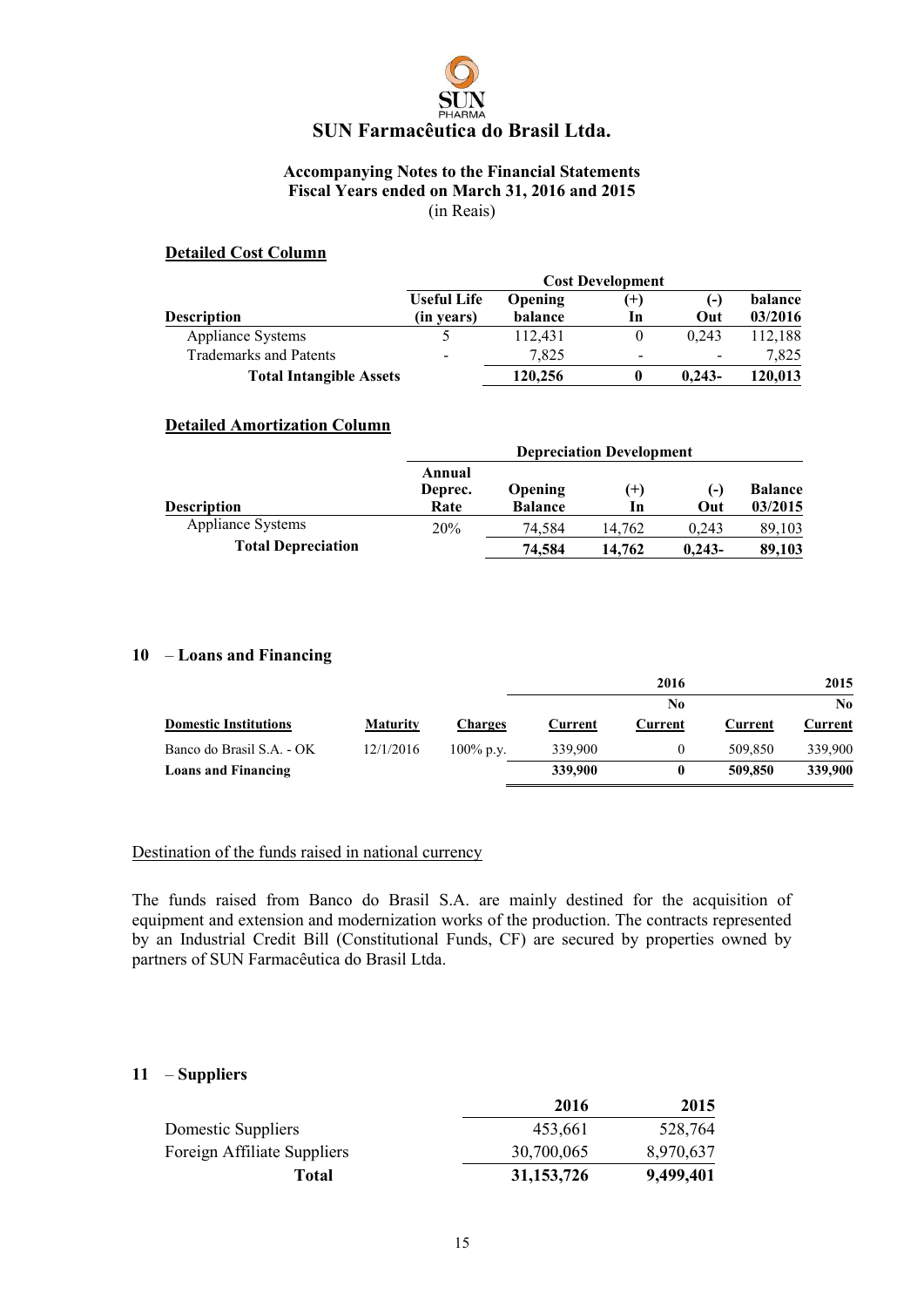# SUN Farmacêutica do Brasil Ltda.

**Accompanying Notes to the Financial Statements**
**Fiscal Years ended on March 31, 2016 and 2015**
(in Reais)

**Detailed Cost Column**

| | | Cost Development | | | |
|---|---|---|---|---|---|
| **Description** | **Useful Life (in years)** | **Opening balance** | **(+) In** | **(-) Out** | **balance 03/2016** |
| Appliance Systems | 5 | 112,431 | 0 | 0,243 | 112,188 |
| Trademarks and Patents | - | 7,825 | - | - | 7,825 |
| **Total Intangible Assets** | | **120,256** | **0** | **0,243-** | **120,013** |

**Detailed Amortization Column**

| | | Depreciation Development | | | |
|---|---|---|---|---|---|
| **Description** | **Annual Deprec. Rate** | **Opening Balance** | **(+) In** | **(-) Out** | **Balance 03/2015** |
| Appliance Systems | 20% | 74,584 | 14,762 | 0,243 | 89,103 |
| **Total Depreciation** | | **74,584** | **14,762** | **0,243-** | **89,103** |

## 10 – Loans and Financing

| | | | 2016 | | 2015 | |
|---|---|---|---|---|---|---|
| **Domestic Institutions** | **Maturity** | **Charges** | **Current** | **No Current** | **Current** | **No Current** |
| Banco do Brasil S.A. - OK | 12/1/2016 | 100% p.y. | 339,900 | 0 | 509,850 | 339,900 |
| **Loans and Financing** | | | **339,900** | **0** | **509,850** | **339,900** |

Destination of the funds raised in national currency

The funds raised from Banco do Brasil S.A. are mainly destined for the acquisition of equipment and extension and modernization works of the production. The contracts represented by an Industrial Credit Bill (Constitutional Funds, CF) are secured by properties owned by partners of SUN Farmacêutica do Brasil Ltda.

## 11 – Suppliers

| | **2016** | **2015** |
|---|---|---|
| Domestic Suppliers | 453,661 | 528,764 |
| Foreign Affiliate Suppliers | 30,700,065 | 8,970,637 |
| **Total** | **31,153,726** | **9,499,401** |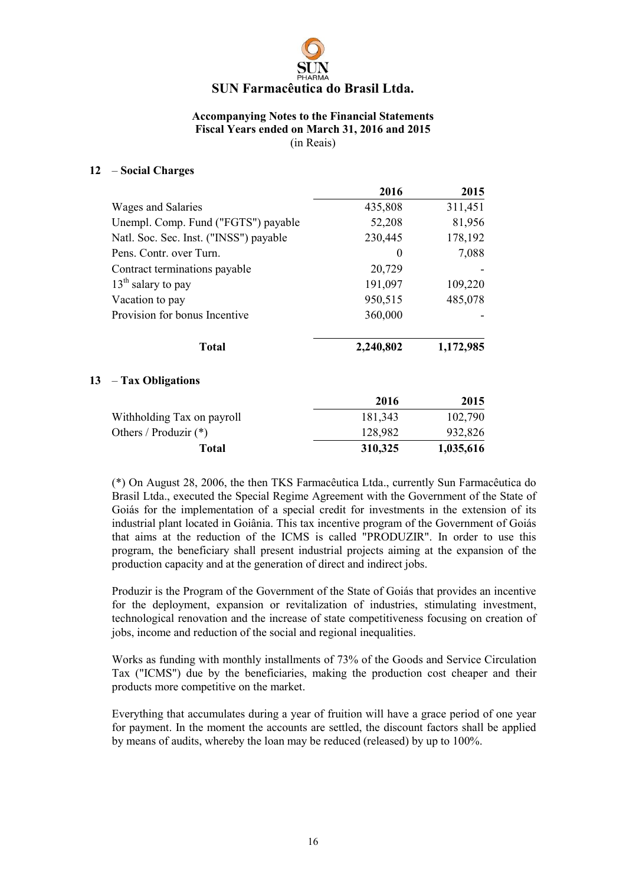# SUN Farmacêutica do Brasil Ltda.

**Accompanying Notes to the Financial Statements**
**Fiscal Years ended on March 31, 2016 and 2015**
(in Reais)

## 12 – Social Charges

| | 2016 | 2015 |
|---|---|---|
| Wages and Salaries | 435,808 | 311,451 |
| Unempl. Comp. Fund ("FGTS") payable | 52,208 | 81,956 |
| Natl. Soc. Sec. Inst. ("INSS") payable | 230,445 | 178,192 |
| Pens. Contr. over Turn. | 0 | 7,088 |
| Contract terminations payable | 20,729 | - |
| 13th salary to pay | 191,097 | 109,220 |
| Vacation to pay | 950,515 | 485,078 |
| Provision for bonus Incentive | 360,000 | - |
| **Total** | **2,240,802** | **1,172,985** |

## 13 – Tax Obligations

| | 2016 | 2015 |
|---|---|---|
| Withholding Tax on payroll | 181,343 | 102,790 |
| Others / Produzir (*) | 128,982 | 932,826 |
| **Total** | **310,325** | **1,035,616** |

(*) On August 28, 2006, the then TKS Farmacêutica Ltda., currently Sun Farmacêutica do Brasil Ltda., executed the Special Regime Agreement with the Government of the State of Goiás for the implementation of a special credit for investments in the extension of its industrial plant located in Goiânia. This tax incentive program of the Government of Goiás that aims at the reduction of the ICMS is called "PRODUZIR". In order to use this program, the beneficiary shall present industrial projects aiming at the expansion of the production capacity and at the generation of direct and indirect jobs.

Produzir is the Program of the Government of the State of Goiás that provides an incentive for the deployment, expansion or revitalization of industries, stimulating investment, technological renovation and the increase of state competitiveness focusing on creation of jobs, income and reduction of the social and regional inequalities.

Works as funding with monthly installments of 73% of the Goods and Service Circulation Tax ("ICMS") due by the beneficiaries, making the production cost cheaper and their products more competitive on the market.

Everything that accumulates during a year of fruition will have a grace period of one year for payment. In the moment the accounts are settled, the discount factors shall be applied by means of audits, whereby the loan may be reduced (released) by up to 100%.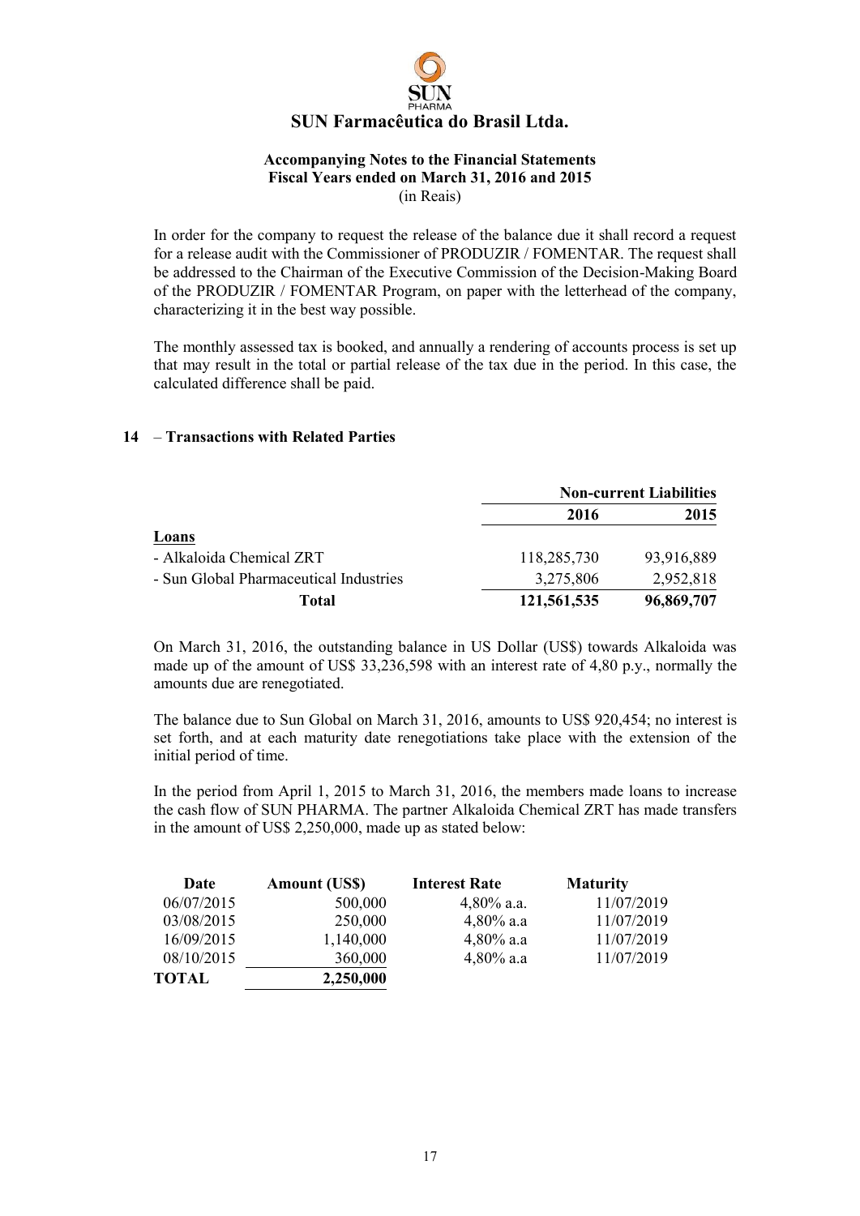In order for the company to request the release of the balance due it shall record a request for a release audit with the Commissioner of PRODUZIR / FOMENTAR. The request shall be addressed to the Chairman of the Executive Commission of the Decision-Making Board of the PRODUZIR / FOMENTAR Program, on paper with the letterhead of the company, characterizing it in the best way possible.

The monthly assessed tax is booked, and annually a rendering of accounts process is set up that may result in the total or partial release of the tax due in the period. In this case, the calculated difference shall be paid.

## 14 – Transactions with Related Parties

| | Non-current Liabilities | |
|---|---|---|
| | **2016** | **2015** |
| **Loans** | | |
| - Alkaloida Chemical ZRT | 118,285,730 | 93,916,889 |
| - Sun Global Pharmaceutical Industries | 3,275,806 | 2,952,818 |
| **Total** | **121,561,535** | **96,869,707** |

On March 31, 2016, the outstanding balance in US Dollar (US$) towards Alkaloida was made up of the amount of US$ 33,236,598 with an interest rate of 4,80 p.y., normally the amounts due are renegotiated.

The balance due to Sun Global on March 31, 2016, amounts to US$ 920,454; no interest is set forth, and at each maturity date renegotiations take place with the extension of the initial period of time.

In the period from April 1, 2015 to March 31, 2016, the members made loans to increase the cash flow of SUN PHARMA. The partner Alkaloida Chemical ZRT has made transfers in the amount of US$ 2,250,000, made up as stated below:

| Date | Amount (US$) | Interest Rate | Maturity |
|---|---|---|---|
| 06/07/2015 | 500,000 | 4,80% a.a. | 11/07/2019 |
| 03/08/2015 | 250,000 | 4,80% a.a | 11/07/2019 |
| 16/09/2015 | 1,140,000 | 4,80% a.a | 11/07/2019 |
| 08/10/2015 | 360,000 | 4,80% a.a | 11/07/2019 |
| **TOTAL** | **2,250,000** | | |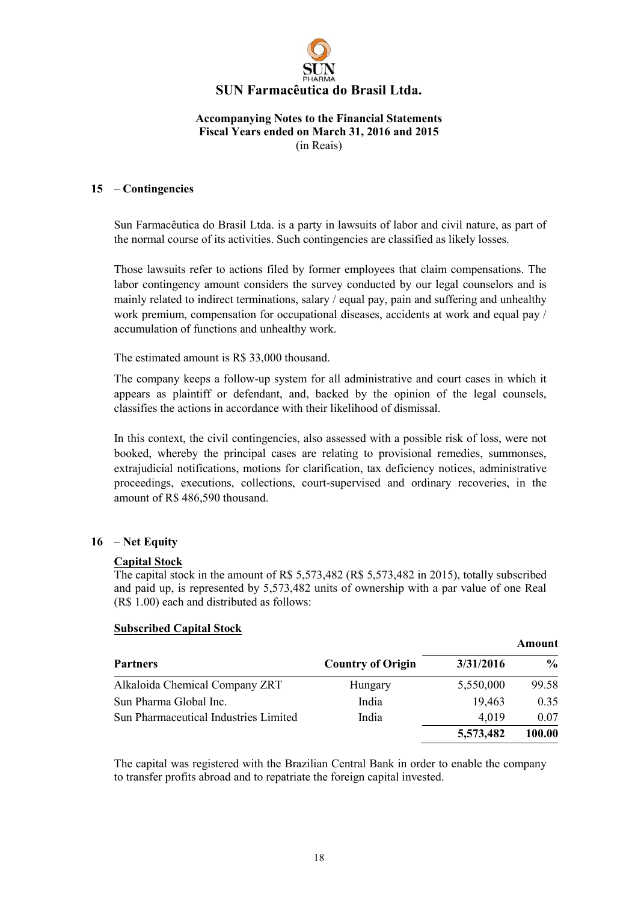# SUN Farmacêutica do Brasil Ltda.

**Accompanying Notes to the Financial Statements**
**Fiscal Years ended on March 31, 2016 and 2015**
(in Reais)

## 15 – Contingencies

Sun Farmacêutica do Brasil Ltda. is a party in lawsuits of labor and civil nature, as part of the normal course of its activities. Such contingencies are classified as likely losses.

Those lawsuits refer to actions filed by former employees that claim compensations. The labor contingency amount considers the survey conducted by our legal counselors and is mainly related to indirect terminations, salary / equal pay, pain and suffering and unhealthy work premium, compensation for occupational diseases, accidents at work and equal pay / accumulation of functions and unhealthy work.

The estimated amount is R$ 33,000 thousand.

The company keeps a follow-up system for all administrative and court cases in which it appears as plaintiff or defendant, and, backed by the opinion of the legal counsels, classifies the actions in accordance with their likelihood of dismissal.

In this context, the civil contingencies, also assessed with a possible risk of loss, were not booked, whereby the principal cases are relating to provisional remedies, summonses, extrajudicial notifications, motions for clarification, tax deficiency notices, administrative proceedings, executions, collections, court-supervised and ordinary recoveries, in the amount of R$ 486,590 thousand.

## 16 – Net Equity

**Capital Stock**

The capital stock in the amount of R$ 5,573,482 (R$ 5,573,482 in 2015), totally subscribed and paid up, is represented by 5,573,482 units of ownership with a par value of one Real (R$ 1.00) each and distributed as follows:

**Subscribed Capital Stock**

| | | Amount | |
|---|---|---|---|
| **Partners** | **Country of Origin** | **3/31/2016** | **%** |
| Alkaloida Chemical Company ZRT | Hungary | 5,550,000 | 99.58 |
| Sun Pharma Global Inc. | India | 19,463 | 0.35 |
| Sun Pharmaceutical Industries Limited | India | 4,019 | 0.07 |
| | | **5,573,482** | **100.00** |

The capital was registered with the Brazilian Central Bank in order to enable the company to transfer profits abroad and to repatriate the foreign capital invested.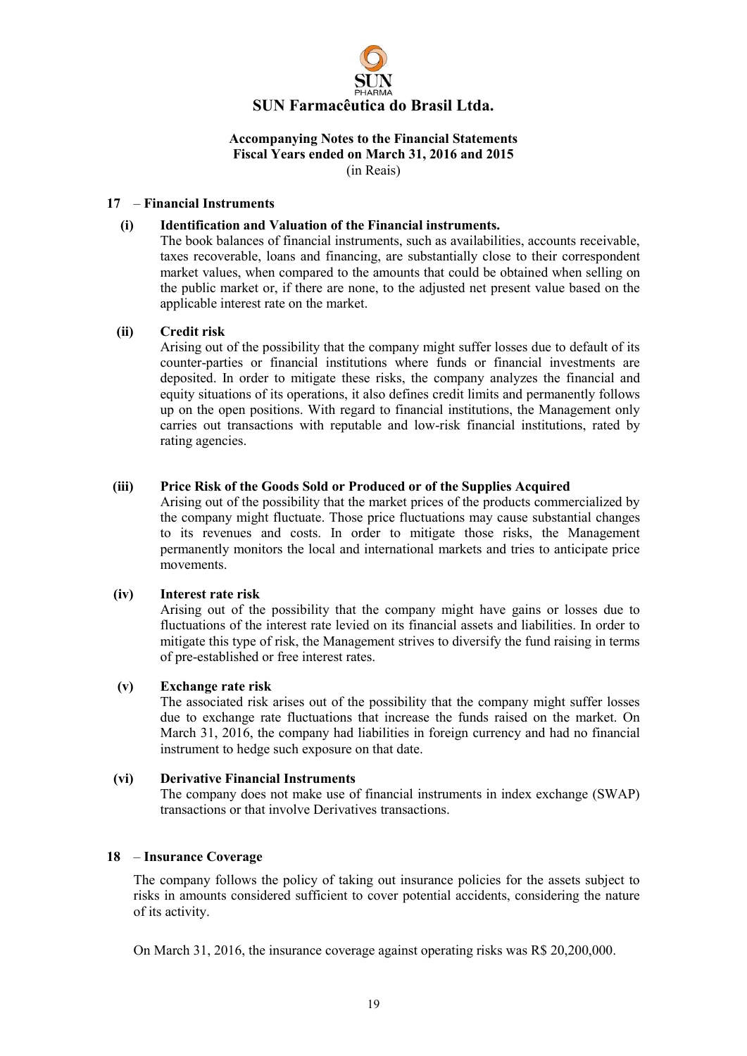# SUN Farmacêutica do Brasil Ltda.

**Accompanying Notes to the Financial Statements**
**Fiscal Years ended on March 31, 2016 and 2015**
(in Reais)

## 17 – Financial Instruments

### (i) Identification and Valuation of the Financial instruments.

The book balances of financial instruments, such as availabilities, accounts receivable, taxes recoverable, loans and financing, are substantially close to their correspondent market values, when compared to the amounts that could be obtained when selling on the public market or, if there are none, to the adjusted net present value based on the applicable interest rate on the market.

### (ii) Credit risk

Arising out of the possibility that the company might suffer losses due to default of its counter-parties or financial institutions where funds or financial investments are deposited. In order to mitigate these risks, the company analyzes the financial and equity situations of its operations, it also defines credit limits and permanently follows up on the open positions. With regard to financial institutions, the Management only carries out transactions with reputable and low-risk financial institutions, rated by rating agencies.

### (iii) Price Risk of the Goods Sold or Produced or of the Supplies Acquired

Arising out of the possibility that the market prices of the products commercialized by the company might fluctuate. Those price fluctuations may cause substantial changes to its revenues and costs. In order to mitigate those risks, the Management permanently monitors the local and international markets and tries to anticipate price movements.

### (iv) Interest rate risk

Arising out of the possibility that the company might have gains or losses due to fluctuations of the interest rate levied on its financial assets and liabilities. In order to mitigate this type of risk, the Management strives to diversify the fund raising in terms of pre-established or free interest rates.

### (v) Exchange rate risk

The associated risk arises out of the possibility that the company might suffer losses due to exchange rate fluctuations that increase the funds raised on the market. On March 31, 2016, the company had liabilities in foreign currency and had no financial instrument to hedge such exposure on that date.

### (vi) Derivative Financial Instruments

The company does not make use of financial instruments in index exchange (SWAP) transactions or that involve Derivatives transactions.

## 18 – Insurance Coverage

The company follows the policy of taking out insurance policies for the assets subject to risks in amounts considered sufficient to cover potential accidents, considering the nature of its activity.

On March 31, 2016, the insurance coverage against operating risks was R$ 20,200,000.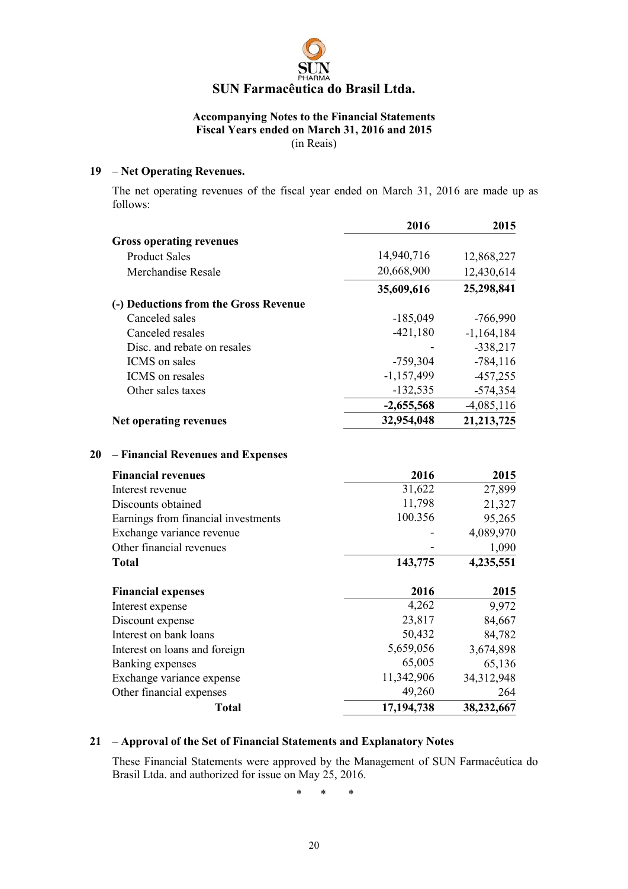# SUN Farmacêutica do Brasil Ltda.

**Accompanying Notes to the Financial Statements**
**Fiscal Years ended on March 31, 2016 and 2015**
(in Reais)

## 19 – Net Operating Revenues.

The net operating revenues of the fiscal year ended on March 31, 2016 are made up as follows:

| | 2016 | 2015 |
|---|---|---|
| **Gross operating revenues** | | |
| Product Sales | 14,940,716 | 12,868,227 |
| Merchandise Resale | 20,668,900 | 12,430,614 |
| | **35,609,616** | **25,298,841** |
| **(-) Deductions from the Gross Revenue** | | |
| Canceled sales | -185,049 | -766,990 |
| Canceled resales | -421,180 | -1,164,184 |
| Disc. and rebate on resales | - | -338,217 |
| ICMS on sales | -759,304 | -784,116 |
| ICMS on resales | -1,157,499 | -457,255 |
| Other sales taxes | -132,535 | -574,354 |
| | **-2,655,568** | -4,085,116 |
| **Net operating revenues** | **32,954,048** | **21,213,725** |

## 20 – Financial Revenues and Expenses

| **Financial revenues** | **2016** | **2015** |
|---|---|---|
| Interest revenue | 31,622 | 27,899 |
| Discounts obtained | 11,798 | 21,327 |
| Earnings from financial investments | 100.356 | 95,265 |
| Exchange variance revenue | - | 4,089,970 |
| Other financial revenues | - | 1,090 |
| **Total** | **143,775** | **4,235,551** |

| **Financial expenses** | **2016** | **2015** |
|---|---|---|
| Interest expense | 4,262 | 9,972 |
| Discount expense | 23,817 | 84,667 |
| Interest on bank loans | 50,432 | 84,782 |
| Interest on loans and foreign | 5,659,056 | 3,674,898 |
| Banking expenses | 65,005 | 65,136 |
| Exchange variance expense | 11,342,906 | 34,312,948 |
| Other financial expenses | 49,260 | 264 |
| **Total** | **17,194,738** | **38,232,667** |

## 21 – Approval of the Set of Financial Statements and Explanatory Notes

These Financial Statements were approved by the Management of SUN Farmacêutica do Brasil Ltda. and authorized for issue on May 25, 2016.

\* \* \*